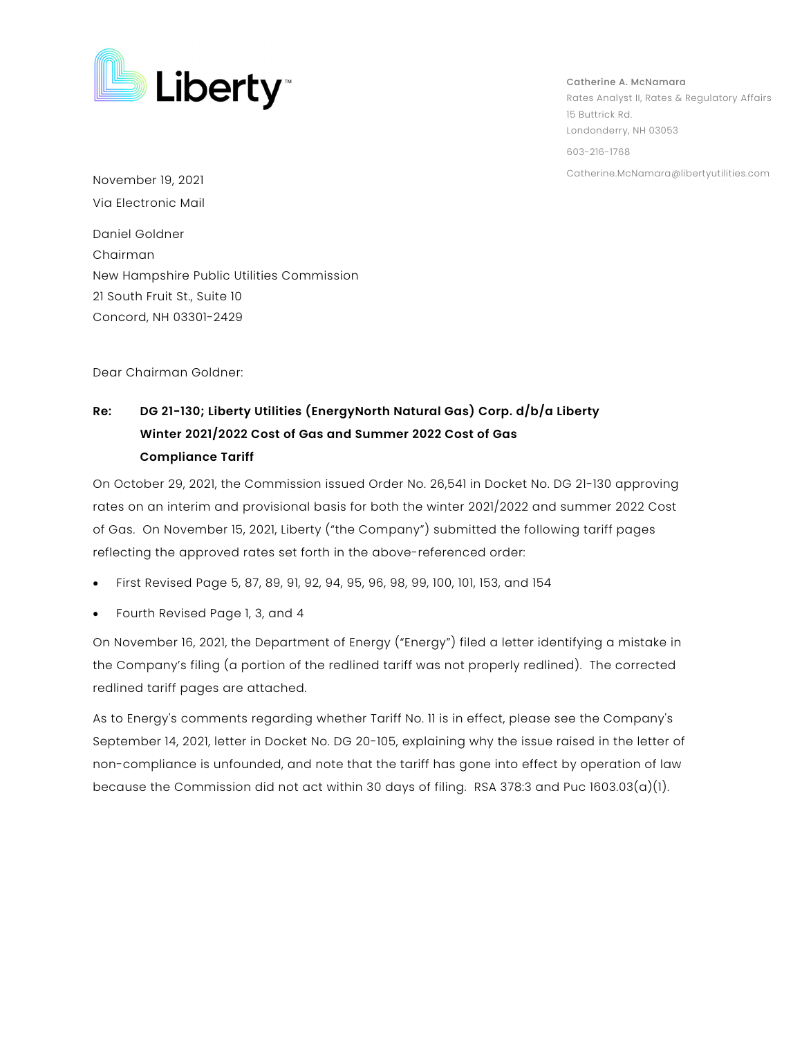Liberty™

Catherine A. McNamara
Rates Analyst II, Rates & Regulatory Affairs
15 Buttrick Rd.
Londonderry, NH 03053

603-216-1768

Catherine.McNamara@libertyutilities.com

November 19, 2021
Via Electronic Mail

Daniel Goldner
Chairman
New Hampshire Public Utilities Commission
21 South Fruit St., Suite 10
Concord, NH 03301-2429

Dear Chairman Goldner:

**Re: DG 21-130; Liberty Utilities (EnergyNorth Natural Gas) Corp. d/b/a Liberty Winter 2021/2022 Cost of Gas and Summer 2022 Cost of Gas Compliance Tariff**

On October 29, 2021, the Commission issued Order No. 26,541 in Docket No. DG 21-130 approving rates on an interim and provisional basis for both the winter 2021/2022 and summer 2022 Cost of Gas. On November 15, 2021, Liberty ("the Company") submitted the following tariff pages reflecting the approved rates set forth in the above-referenced order:

- First Revised Page 5, 87, 89, 91, 92, 94, 95, 96, 98, 99, 100, 101, 153, and 154
- Fourth Revised Page 1, 3, and 4

On November 16, 2021, the Department of Energy ("Energy") filed a letter identifying a mistake in the Company's filing (a portion of the redlined tariff was not properly redlined). The corrected redlined tariff pages are attached.

As to Energy's comments regarding whether Tariff No. 11 is in effect, please see the Company's September 14, 2021, letter in Docket No. DG 20-105, explaining why the issue raised in the letter of non-compliance is unfounded, and note that the tariff has gone into effect by operation of law because the Commission did not act within 30 days of filing. RSA 378:3 and Puc 1603.03(a)(1).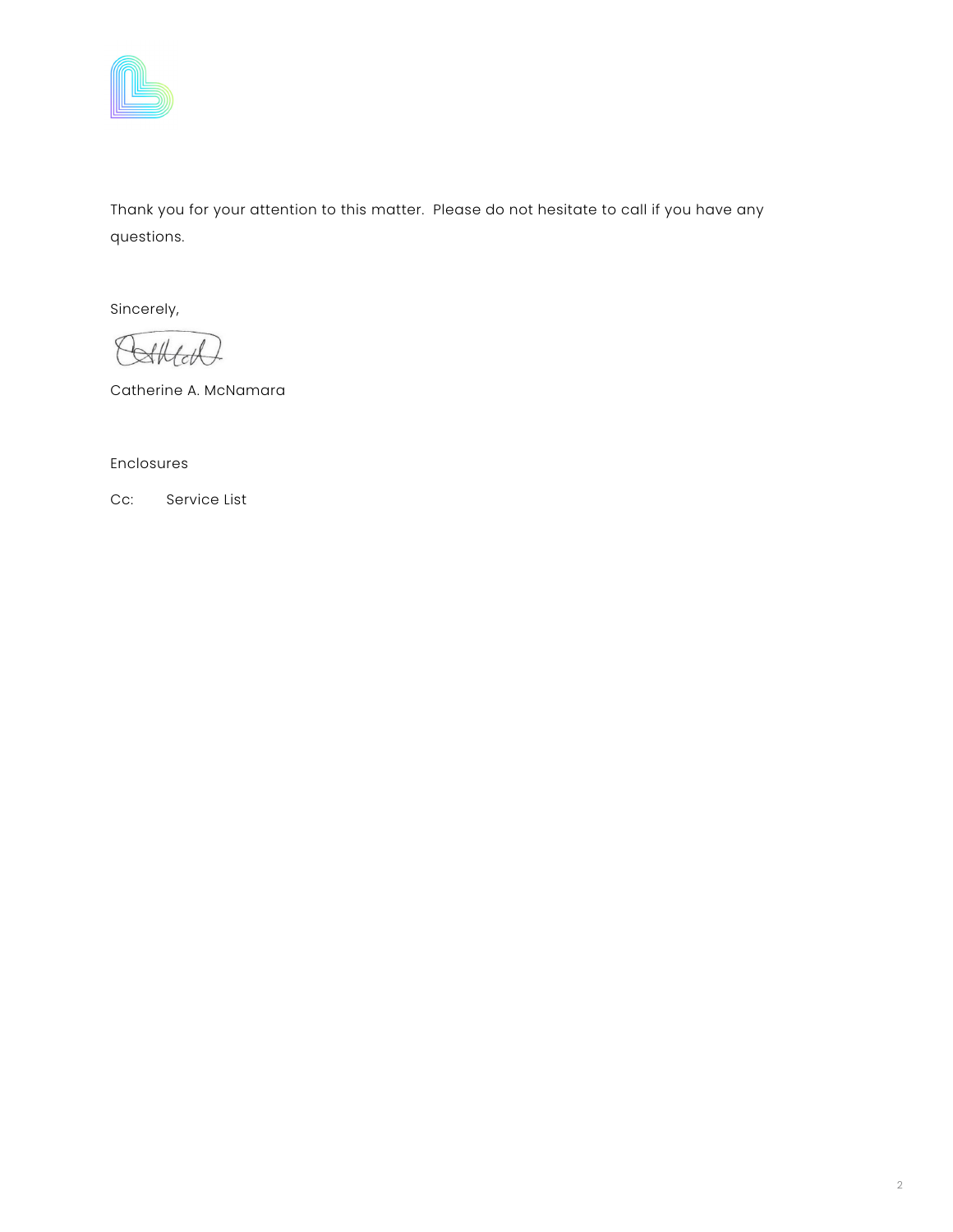Thank you for your attention to this matter. Please do not hesitate to call if you have any questions.

Sincerely,

Catherine A. McNamara

Enclosures

Cc: Service List